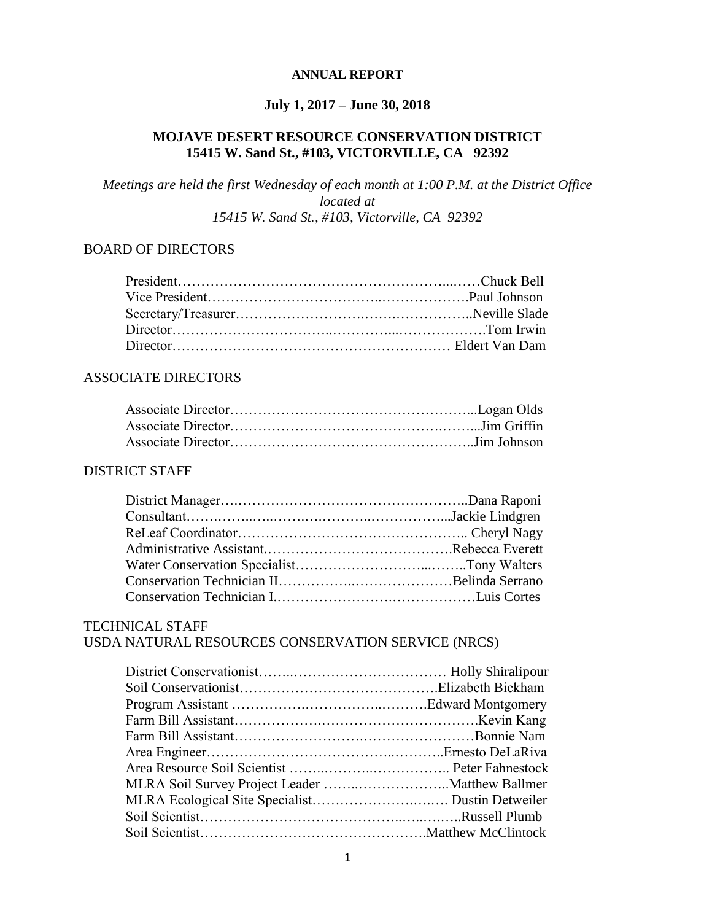# ANNUAL REPORT

## July 1, 2017 – June 30, 2018

## MOJAVE DESERT RESOURCE CONSERVATION DISTRICT
## 15415 W. Sand St., #103, VICTORVILLE, CA 92392

*Meetings are held the first Wednesday of each month at 1:00 P.M. at the District Office located at 15415 W. Sand St., #103, Victorville, CA 92392*

### BOARD OF DIRECTORS

President……………………………………………………...……Chuck Bell
Vice President………………………………..……………….Paul Johnson
Secretary/Treasurer…………………….…….……………..Neville Slade
Director…………………………...…………...………………….Tom Irwin
Director…………………………………………………… Eldert Van Dam

### ASSOCIATE DIRECTORS

Associate Director……………………………………………...Logan Olds
Associate Director…………………………………….……...Jim Griffin
Associate Director……………………………………………..Jim Johnson

### DISTRICT STAFF

District Manager…..…………………………………………..Dana Raponi
Consultant……..……..…..……….……….…..……………...Jackie Lindgren
ReLeaf Coordinator……………………………………….. Cheryl Nagy
Administrative Assistant.…………………………………….Rebecca Everett
Water Conservation Specialist………………………...……..Tony Walters
Conservation Technician II……………..…………………Belinda Serrano
Conservation Technician I.…………………….………………Luis Cortes

### TECHNICAL STAFF
### USDA NATURAL RESOURCES CONSERVATION SERVICE (NRCS)

District Conservationist……..…………………………… Holly Shiralipour
Soil Conservationist…………………………………….Elizabeth Bickham
Program Assistant ……………..…………..……….Edward Montgomery
Farm Bill Assistant……………….…………………………….Kevin Kang
Farm Bill Assistant……………………….……………………Bonnie Nam
Area Engineer…………………………………..………..Ernesto DeLaRiva
Area Resource Soil Scientist ……..………..…………….. Peter Fahnestock
MLRA Soil Survey Project Leader ……..………………..Matthew Ballmer
MLRA Ecological Site Specialist…………………….…… Dustin Detweiler
Soil Scientist…………………………………..…..….…..Russell Plumb
Soil Scientist………………………………………….Matthew McClintock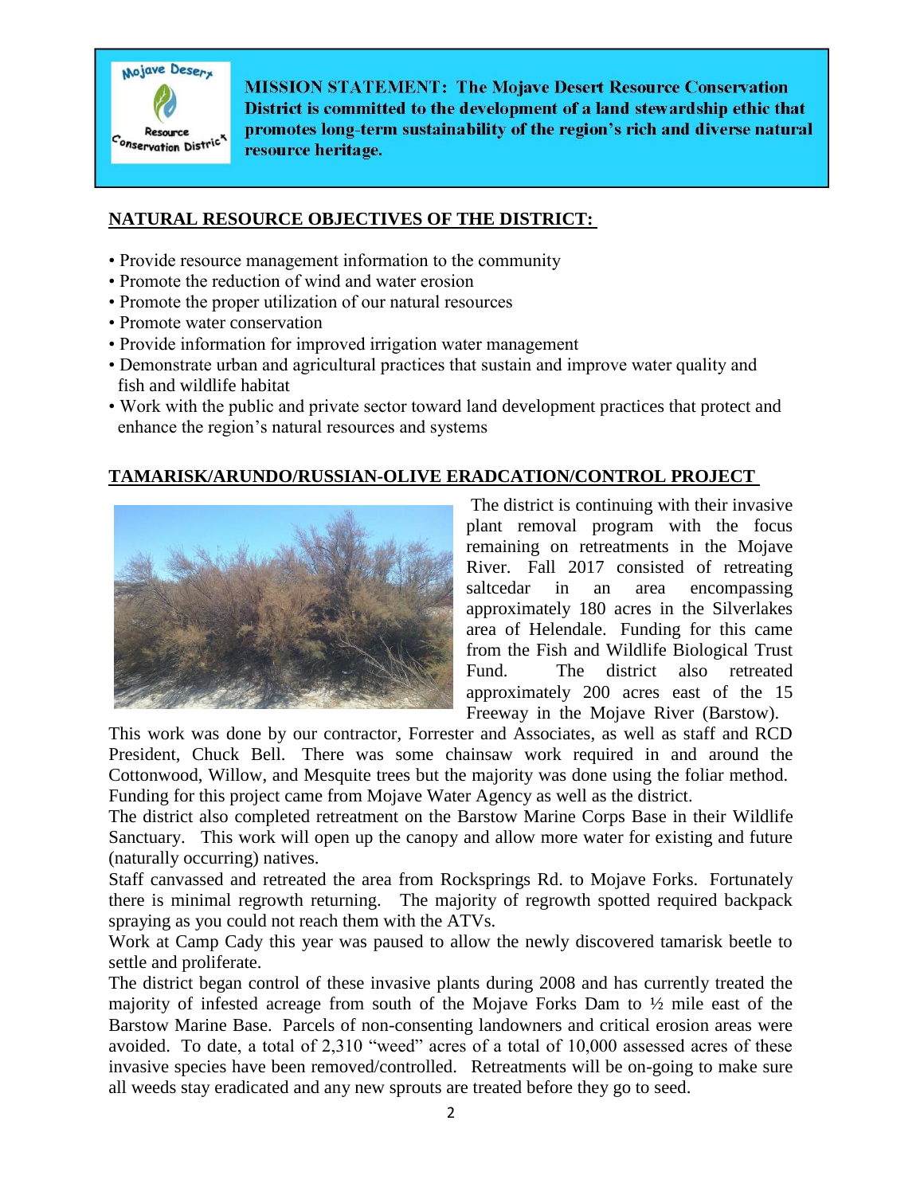**MISSION STATEMENT: The Mojave Desert Resource Conservation District is committed to the development of a land stewardship ethic that promotes long-term sustainability of the region's rich and diverse natural resource heritage.**

## NATURAL RESOURCE OBJECTIVES OF THE DISTRICT:

- Provide resource management information to the community
- Promote the reduction of wind and water erosion
- Promote the proper utilization of our natural resources
- Promote water conservation
- Provide information for improved irrigation water management
- Demonstrate urban and agricultural practices that sustain and improve water quality and fish and wildlife habitat
- Work with the public and private sector toward land development practices that protect and enhance the region's natural resources and systems

## TAMARISK/ARUNDO/RUSSIAN-OLIVE ERADCATION/CONTROL PROJECT

The district is continuing with their invasive plant removal program with the focus remaining on retreatments in the Mojave River. Fall 2017 consisted of retreating saltcedar in an area encompassing approximately 180 acres in the Silverlakes area of Helendale. Funding for this came from the Fish and Wildlife Biological Trust Fund. The district also retreated approximately 200 acres east of the 15 Freeway in the Mojave River (Barstow). This work was done by our contractor, Forrester and Associates, as well as staff and RCD President, Chuck Bell. There was some chainsaw work required in and around the Cottonwood, Willow, and Mesquite trees but the majority was done using the foliar method. Funding for this project came from Mojave Water Agency as well as the district.

The district also completed retreatment on the Barstow Marine Corps Base in their Wildlife Sanctuary. This work will open up the canopy and allow more water for existing and future (naturally occurring) natives.

Staff canvassed and retreated the area from Rocksprings Rd. to Mojave Forks. Fortunately there is minimal regrowth returning. The majority of regrowth spotted required backpack spraying as you could not reach them with the ATVs.

Work at Camp Cady this year was paused to allow the newly discovered tamarisk beetle to settle and proliferate.

The district began control of these invasive plants during 2008 and has currently treated the majority of infested acreage from south of the Mojave Forks Dam to ½ mile east of the Barstow Marine Base. Parcels of non-consenting landowners and critical erosion areas were avoided. To date, a total of 2,310 "weed" acres of a total of 10,000 assessed acres of these invasive species have been removed/controlled. Retreatments will be on-going to make sure all weeds stay eradicated and any new sprouts are treated before they go to seed.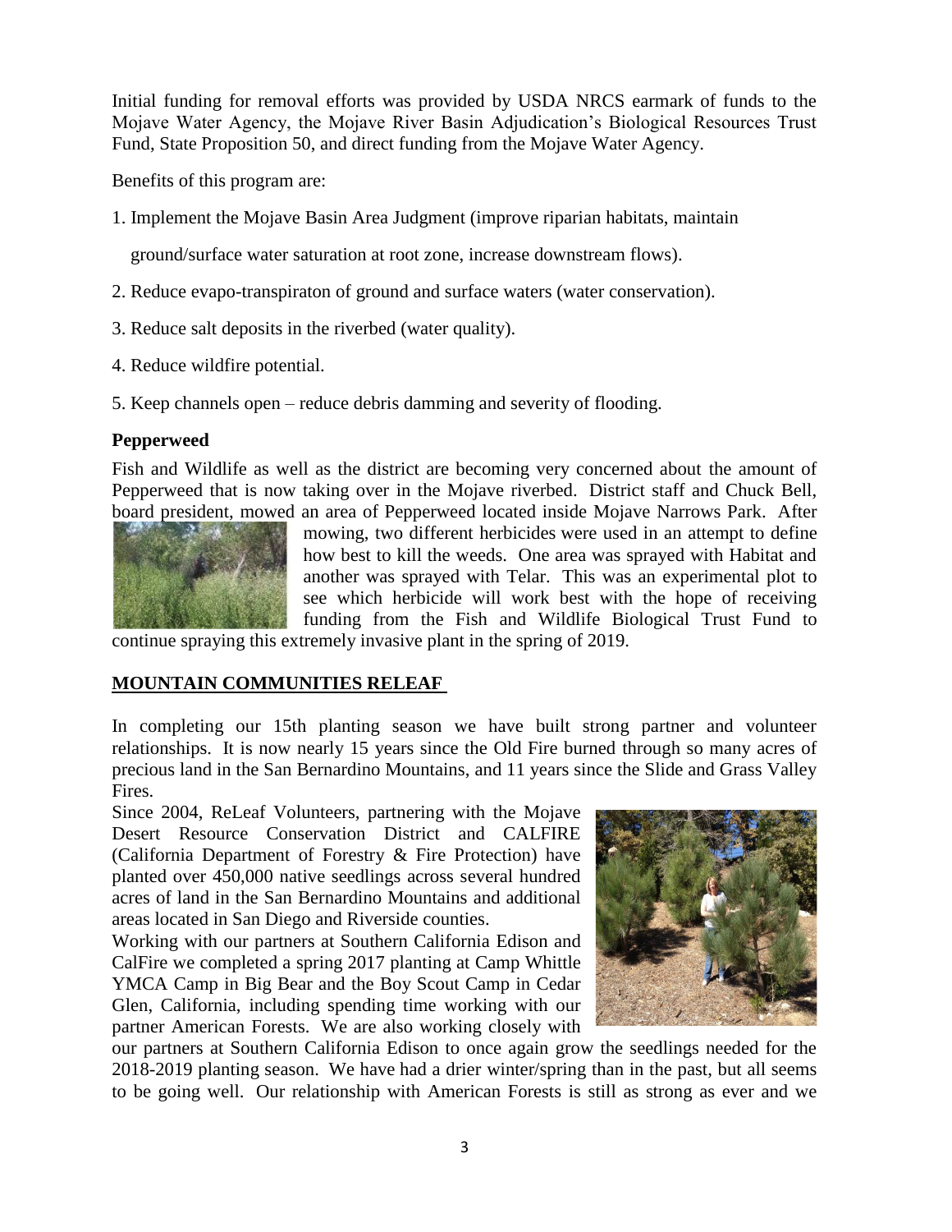Initial funding for removal efforts was provided by USDA NRCS earmark of funds to the Mojave Water Agency, the Mojave River Basin Adjudication's Biological Resources Trust Fund, State Proposition 50, and direct funding from the Mojave Water Agency.

Benefits of this program are:

1. Implement the Mojave Basin Area Judgment (improve riparian habitats, maintain ground/surface water saturation at root zone, increase downstream flows).
2. Reduce evapo-transpiraton of ground and surface waters (water conservation).
3. Reduce salt deposits in the riverbed (water quality).
4. Reduce wildfire potential.
5. Keep channels open – reduce debris damming and severity of flooding.

### Pepperweed

Fish and Wildlife as well as the district are becoming very concerned about the amount of Pepperweed that is now taking over in the Mojave riverbed. District staff and Chuck Bell, board president, mowed an area of Pepperweed located inside Mojave Narrows Park. After mowing, two different herbicides were used in an attempt to define how best to kill the weeds. One area was sprayed with Habitat and another was sprayed with Telar. This was an experimental plot to see which herbicide will work best with the hope of receiving funding from the Fish and Wildlife Biological Trust Fund to continue spraying this extremely invasive plant in the spring of 2019.

## MOUNTAIN COMMUNITIES RELEAF

In completing our 15th planting season we have built strong partner and volunteer relationships. It is now nearly 15 years since the Old Fire burned through so many acres of precious land in the San Bernardino Mountains, and 11 years since the Slide and Grass Valley Fires.

Since 2004, ReLeaf Volunteers, partnering with the Mojave Desert Resource Conservation District and CALFIRE (California Department of Forestry & Fire Protection) have planted over 450,000 native seedlings across several hundred acres of land in the San Bernardino Mountains and additional areas located in San Diego and Riverside counties.

Working with our partners at Southern California Edison and CalFire we completed a spring 2017 planting at Camp Whittle YMCA Camp in Big Bear and the Boy Scout Camp in Cedar Glen, California, including spending time working with our partner American Forests. We are also working closely with our partners at Southern California Edison to once again grow the seedlings needed for the 2018-2019 planting season. We have had a drier winter/spring than in the past, but all seems to be going well. Our relationship with American Forests is still as strong as ever and we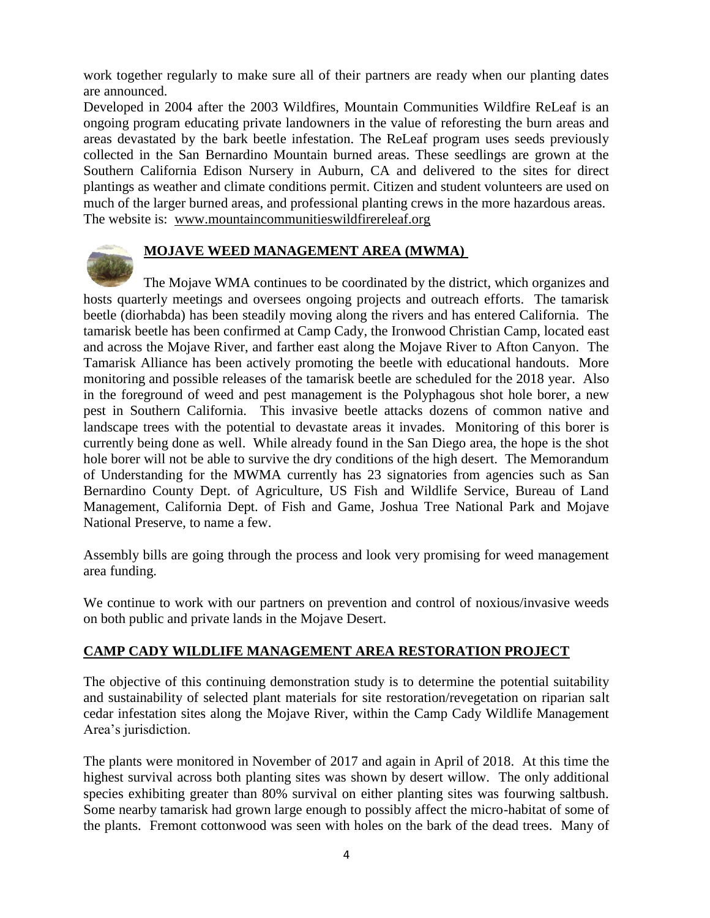work together regularly to make sure all of their partners are ready when our planting dates are announced.

Developed in 2004 after the 2003 Wildfires, Mountain Communities Wildfire ReLeaf is an ongoing program educating private landowners in the value of reforesting the burn areas and areas devastated by the bark beetle infestation. The ReLeaf program uses seeds previously collected in the San Bernardino Mountain burned areas. These seedlings are grown at the Southern California Edison Nursery in Auburn, CA and delivered to the sites for direct plantings as weather and climate conditions permit. Citizen and student volunteers are used on much of the larger burned areas, and professional planting crews in the more hazardous areas. The website is: www.mountaincommunitieswildfirereleaf.org

## MOJAVE WEED MANAGEMENT AREA (MWMA)

The Mojave WMA continues to be coordinated by the district, which organizes and hosts quarterly meetings and oversees ongoing projects and outreach efforts. The tamarisk beetle (diorhabda) has been steadily moving along the rivers and has entered California. The tamarisk beetle has been confirmed at Camp Cady, the Ironwood Christian Camp, located east and across the Mojave River, and farther east along the Mojave River to Afton Canyon. The Tamarisk Alliance has been actively promoting the beetle with educational handouts. More monitoring and possible releases of the tamarisk beetle are scheduled for the 2018 year. Also in the foreground of weed and pest management is the Polyphagous shot hole borer, a new pest in Southern California. This invasive beetle attacks dozens of common native and landscape trees with the potential to devastate areas it invades. Monitoring of this borer is currently being done as well. While already found in the San Diego area, the hope is the shot hole borer will not be able to survive the dry conditions of the high desert. The Memorandum of Understanding for the MWMA currently has 23 signatories from agencies such as San Bernardino County Dept. of Agriculture, US Fish and Wildlife Service, Bureau of Land Management, California Dept. of Fish and Game, Joshua Tree National Park and Mojave National Preserve, to name a few.

Assembly bills are going through the process and look very promising for weed management area funding.

We continue to work with our partners on prevention and control of noxious/invasive weeds on both public and private lands in the Mojave Desert.

## CAMP CADY WILDLIFE MANAGEMENT AREA RESTORATION PROJECT

The objective of this continuing demonstration study is to determine the potential suitability and sustainability of selected plant materials for site restoration/revegetation on riparian salt cedar infestation sites along the Mojave River, within the Camp Cady Wildlife Management Area's jurisdiction.

The plants were monitored in November of 2017 and again in April of 2018. At this time the highest survival across both planting sites was shown by desert willow. The only additional species exhibiting greater than 80% survival on either planting sites was fourwing saltbush. Some nearby tamarisk had grown large enough to possibly affect the micro-habitat of some of the plants. Fremont cottonwood was seen with holes on the bark of the dead trees. Many of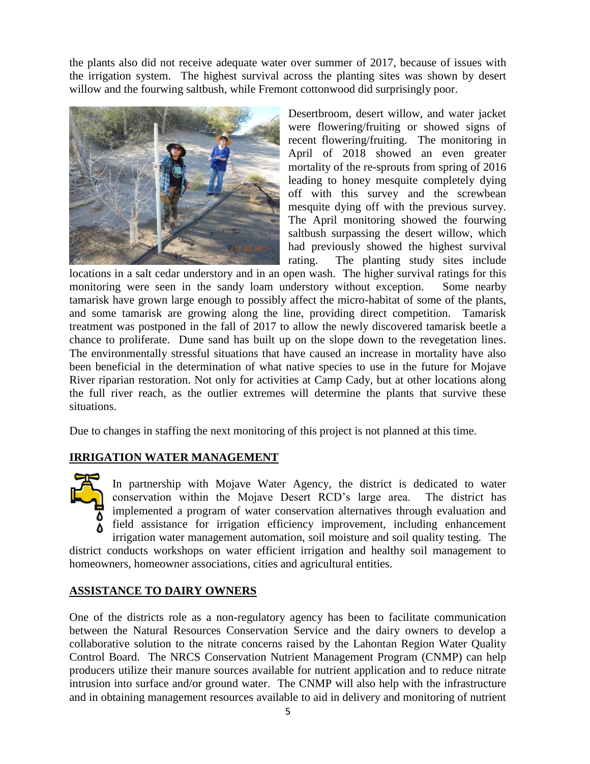the plants also did not receive adequate water over summer of 2017, because of issues with the irrigation system. The highest survival across the planting sites was shown by desert willow and the fourwing saltbush, while Fremont cottonwood did surprisingly poor.

Desertbroom, desert willow, and water jacket were flowering/fruiting or showed signs of recent flowering/fruiting. The monitoring in April of 2018 showed an even greater mortality of the re-sprouts from spring of 2016 leading to honey mesquite completely dying off with this survey and the screwbean mesquite dying off with the previous survey. The April monitoring showed the fourwing saltbush surpassing the desert willow, which had previously showed the highest survival rating. The planting study sites include locations in a salt cedar understory and in an open wash. The higher survival ratings for this monitoring were seen in the sandy loam understory without exception. Some nearby tamarisk have grown large enough to possibly affect the micro-habitat of some of the plants, and some tamarisk are growing along the line, providing direct competition. Tamarisk treatment was postponed in the fall of 2017 to allow the newly discovered tamarisk beetle a chance to proliferate. Dune sand has built up on the slope down to the revegetation lines. The environmentally stressful situations that have caused an increase in mortality have also been beneficial in the determination of what native species to use in the future for Mojave River riparian restoration. Not only for activities at Camp Cady, but at other locations along the full river reach, as the outlier extremes will determine the plants that survive these situations.

Due to changes in staffing the next monitoring of this project is not planned at this time.

## IRRIGATION WATER MANAGEMENT

In partnership with Mojave Water Agency, the district is dedicated to water conservation within the Mojave Desert RCD's large area. The district has implemented a program of water conservation alternatives through evaluation and field assistance for irrigation efficiency improvement, including enhancement irrigation water management automation, soil moisture and soil quality testing. The district conducts workshops on water efficient irrigation and healthy soil management to homeowners, homeowner associations, cities and agricultural entities.

## ASSISTANCE TO DAIRY OWNERS

One of the districts role as a non-regulatory agency has been to facilitate communication between the Natural Resources Conservation Service and the dairy owners to develop a collaborative solution to the nitrate concerns raised by the Lahontan Region Water Quality Control Board. The NRCS Conservation Nutrient Management Program (CNMP) can help producers utilize their manure sources available for nutrient application and to reduce nitrate intrusion into surface and/or ground water. The CNMP will also help with the infrastructure and in obtaining management resources available to aid in delivery and monitoring of nutrient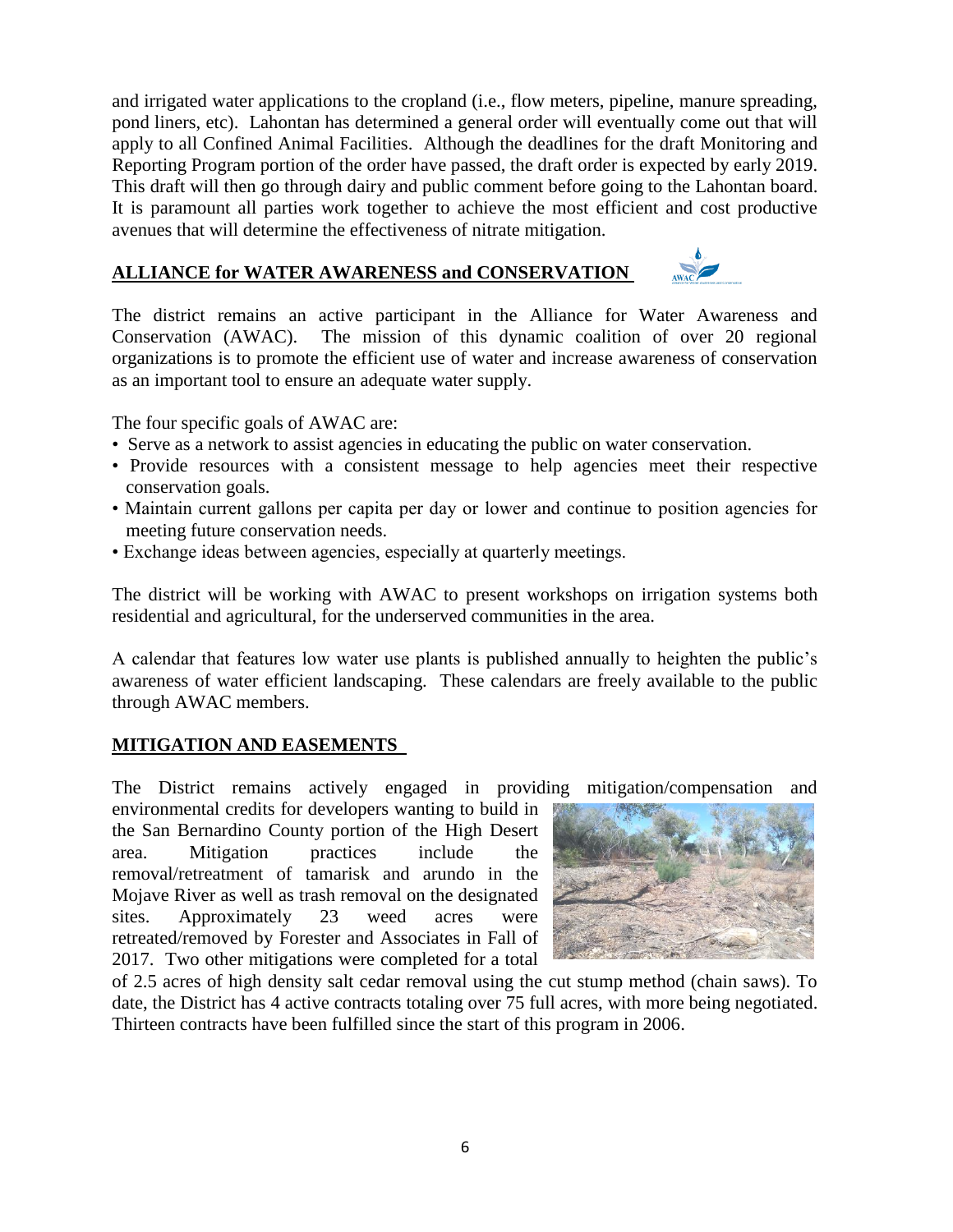and irrigated water applications to the cropland (i.e., flow meters, pipeline, manure spreading, pond liners, etc). Lahontan has determined a general order will eventually come out that will apply to all Confined Animal Facilities. Although the deadlines for the draft Monitoring and Reporting Program portion of the order have passed, the draft order is expected by early 2019. This draft will then go through dairy and public comment before going to the Lahontan board. It is paramount all parties work together to achieve the most efficient and cost productive avenues that will determine the effectiveness of nitrate mitigation.

## ALLIANCE for WATER AWARENESS and CONSERVATION

The district remains an active participant in the Alliance for Water Awareness and Conservation (AWAC). The mission of this dynamic coalition of over 20 regional organizations is to promote the efficient use of water and increase awareness of conservation as an important tool to ensure an adequate water supply.

The four specific goals of AWAC are:

- Serve as a network to assist agencies in educating the public on water conservation.
- Provide resources with a consistent message to help agencies meet their respective conservation goals.
- Maintain current gallons per capita per day or lower and continue to position agencies for meeting future conservation needs.
- Exchange ideas between agencies, especially at quarterly meetings.

The district will be working with AWAC to present workshops on irrigation systems both residential and agricultural, for the underserved communities in the area.

A calendar that features low water use plants is published annually to heighten the public's awareness of water efficient landscaping. These calendars are freely available to the public through AWAC members.

## MITIGATION AND EASEMENTS

The District remains actively engaged in providing mitigation/compensation and environmental credits for developers wanting to build in the San Bernardino County portion of the High Desert area. Mitigation practices include the removal/retreatment of tamarisk and arundo in the Mojave River as well as trash removal on the designated sites. Approximately 23 weed acres were retreated/removed by Forester and Associates in Fall of 2017. Two other mitigations were completed for a total of 2.5 acres of high density salt cedar removal using the cut stump method (chain saws). To date, the District has 4 active contracts totaling over 75 full acres, with more being negotiated. Thirteen contracts have been fulfilled since the start of this program in 2006.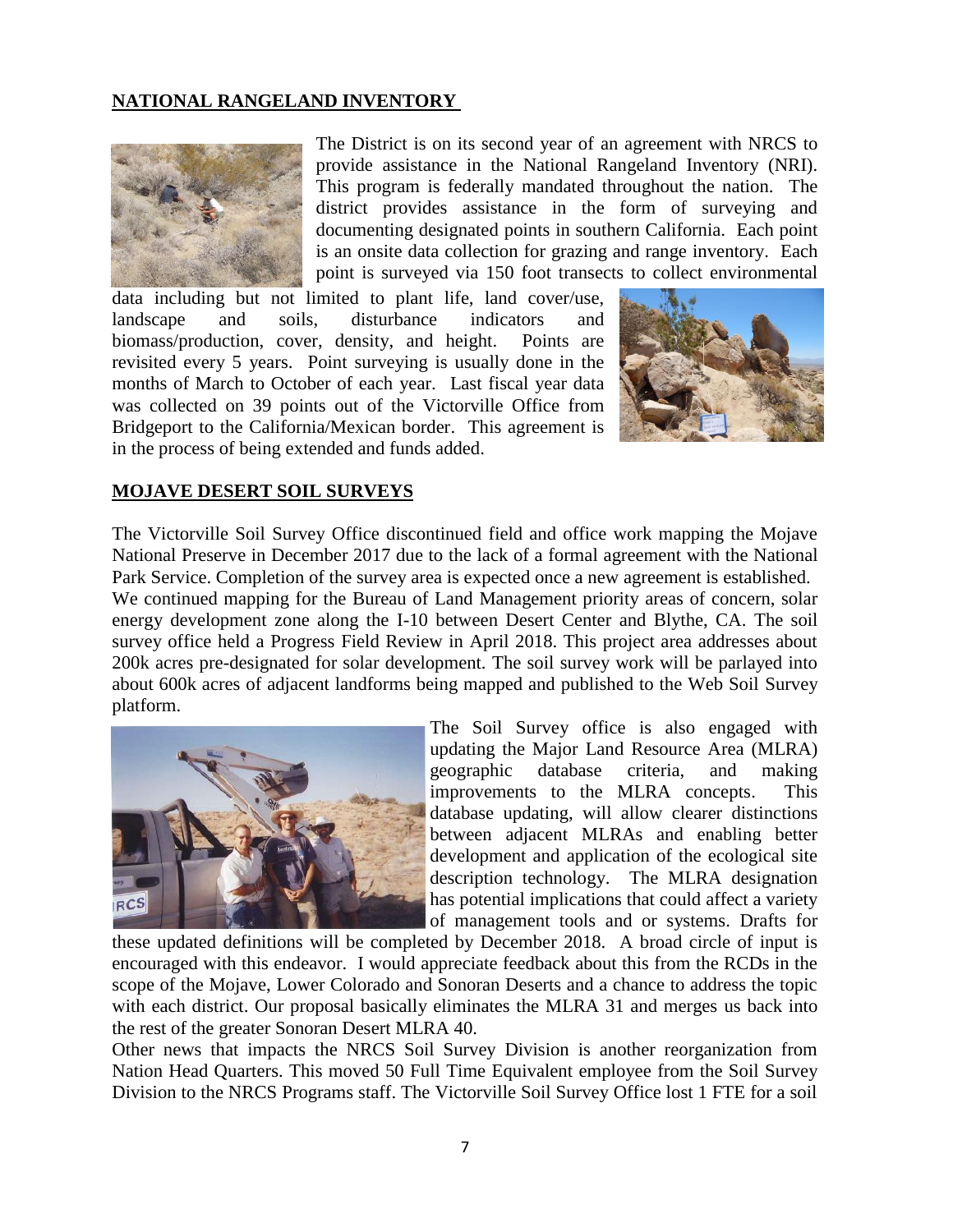## NATIONAL RANGELAND INVENTORY

The District is on its second year of an agreement with NRCS to provide assistance in the National Rangeland Inventory (NRI). This program is federally mandated throughout the nation. The district provides assistance in the form of surveying and documenting designated points in southern California. Each point is an onsite data collection for grazing and range inventory. Each point is surveyed via 150 foot transects to collect environmental data including but not limited to plant life, land cover/use, landscape and soils, disturbance indicators and biomass/production, cover, density, and height. Points are revisited every 5 years. Point surveying is usually done in the months of March to October of each year. Last fiscal year data was collected on 39 points out of the Victorville Office from Bridgeport to the California/Mexican border. This agreement is in the process of being extended and funds added.

## MOJAVE DESERT SOIL SURVEYS

The Victorville Soil Survey Office discontinued field and office work mapping the Mojave National Preserve in December 2017 due to the lack of a formal agreement with the National Park Service. Completion of the survey area is expected once a new agreement is established. We continued mapping for the Bureau of Land Management priority areas of concern, solar energy development zone along the I-10 between Desert Center and Blythe, CA. The soil survey office held a Progress Field Review in April 2018. This project area addresses about 200k acres pre-designated for solar development. The soil survey work will be parlayed into about 600k acres of adjacent landforms being mapped and published to the Web Soil Survey platform.

The Soil Survey office is also engaged with updating the Major Land Resource Area (MLRA) geographic database criteria, and making improvements to the MLRA concepts. This database updating, will allow clearer distinctions between adjacent MLRAs and enabling better development and application of the ecological site description technology. The MLRA designation has potential implications that could affect a variety of management tools and or systems. Drafts for these updated definitions will be completed by December 2018. A broad circle of input is encouraged with this endeavor. I would appreciate feedback about this from the RCDs in the scope of the Mojave, Lower Colorado and Sonoran Deserts and a chance to address the topic with each district. Our proposal basically eliminates the MLRA 31 and merges us back into the rest of the greater Sonoran Desert MLRA 40.

Other news that impacts the NRCS Soil Survey Division is another reorganization from Nation Head Quarters. This moved 50 Full Time Equivalent employee from the Soil Survey Division to the NRCS Programs staff. The Victorville Soil Survey Office lost 1 FTE for a soil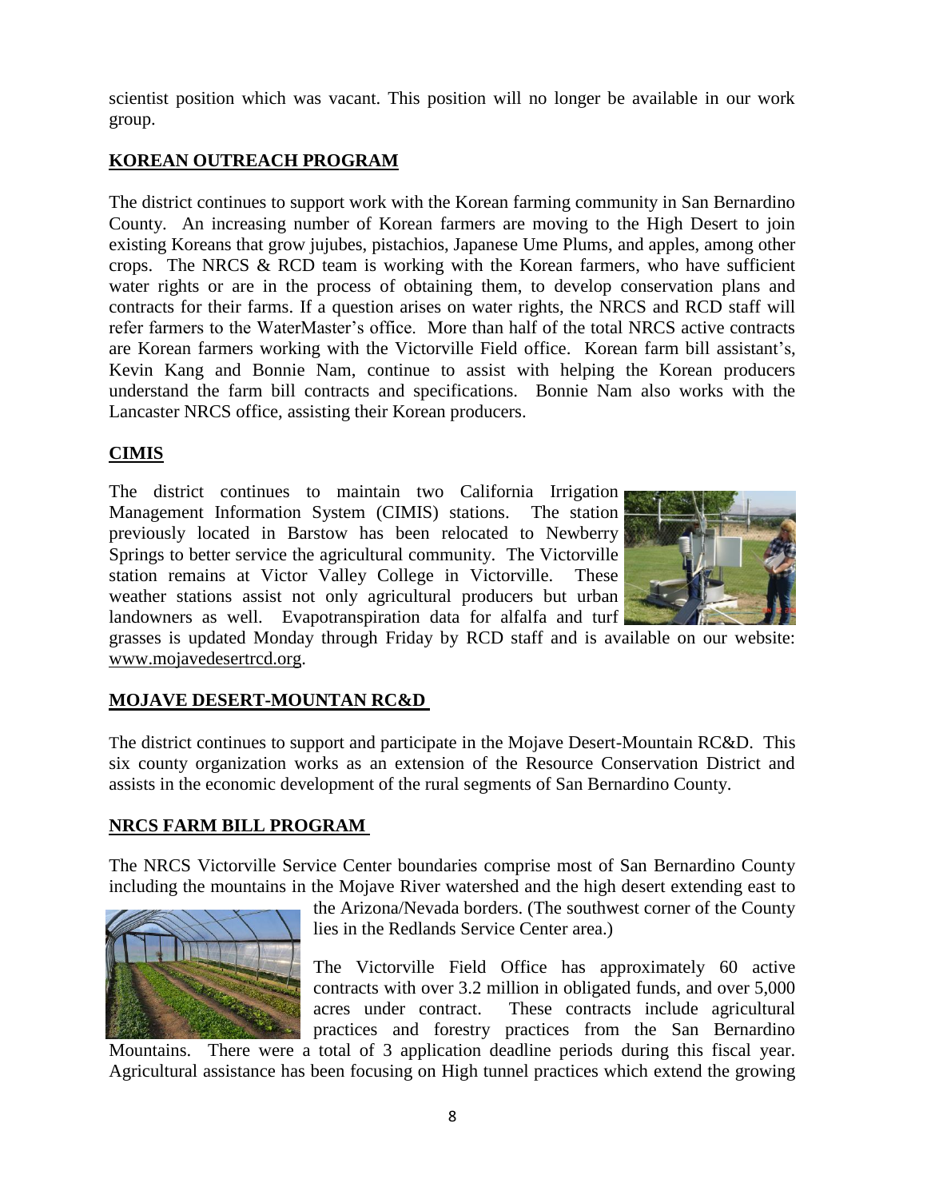scientist position which was vacant. This position will no longer be available in our work group.

## KOREAN OUTREACH PROGRAM

The district continues to support work with the Korean farming community in San Bernardino County. An increasing number of Korean farmers are moving to the High Desert to join existing Koreans that grow jujubes, pistachios, Japanese Ume Plums, and apples, among other crops. The NRCS & RCD team is working with the Korean farmers, who have sufficient water rights or are in the process of obtaining them, to develop conservation plans and contracts for their farms. If a question arises on water rights, the NRCS and RCD staff will refer farmers to the WaterMaster's office. More than half of the total NRCS active contracts are Korean farmers working with the Victorville Field office. Korean farm bill assistant's, Kevin Kang and Bonnie Nam, continue to assist with helping the Korean producers understand the farm bill contracts and specifications. Bonnie Nam also works with the Lancaster NRCS office, assisting their Korean producers.

## CIMIS

The district continues to maintain two California Irrigation Management Information System (CIMIS) stations. The station previously located in Barstow has been relocated to Newberry Springs to better service the agricultural community. The Victorville station remains at Victor Valley College in Victorville. These weather stations assist not only agricultural producers but urban landowners as well. Evapotranspiration data for alfalfa and turf grasses is updated Monday through Friday by RCD staff and is available on our website: www.mojavedesertrcd.org.

## MOJAVE DESERT-MOUNTAN RC&D

The district continues to support and participate in the Mojave Desert-Mountain RC&D. This six county organization works as an extension of the Resource Conservation District and assists in the economic development of the rural segments of San Bernardino County.

## NRCS FARM BILL PROGRAM

The NRCS Victorville Service Center boundaries comprise most of San Bernardino County including the mountains in the Mojave River watershed and the high desert extending east to the Arizona/Nevada borders. (The southwest corner of the County lies in the Redlands Service Center area.)

The Victorville Field Office has approximately 60 active contracts with over 3.2 million in obligated funds, and over 5,000 acres under contract. These contracts include agricultural practices and forestry practices from the San Bernardino Mountains. There were a total of 3 application deadline periods during this fiscal year. Agricultural assistance has been focusing on High tunnel practices which extend the growing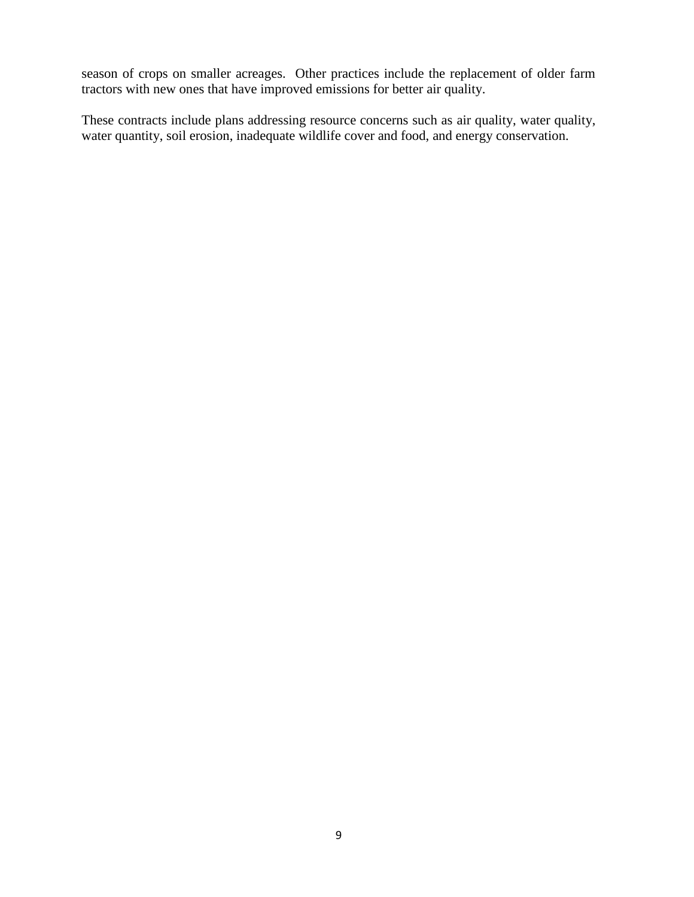season of crops on smaller acreages. Other practices include the replacement of older farm tractors with new ones that have improved emissions for better air quality.

These contracts include plans addressing resource concerns such as air quality, water quality, water quantity, soil erosion, inadequate wildlife cover and food, and energy conservation.